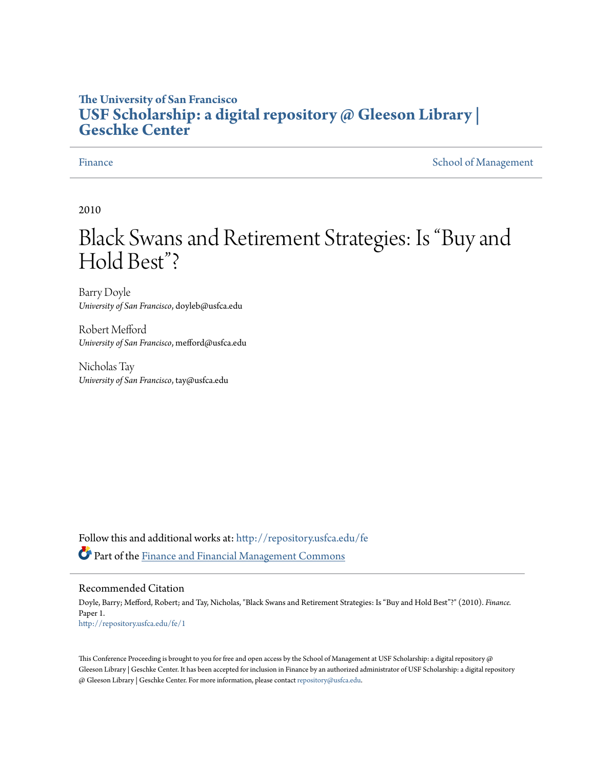**The University of San Francisco**
**USF Scholarship: a digital repository @ Gleeson Library | Geschke Center**

Finance | School of Management

2010

# Black Swans and Retirement Strategies: Is "Buy and Hold Best"?

Barry Doyle
*University of San Francisco*, doyleb@usfca.edu

Robert Mefford
*University of San Francisco*, mefford@usfca.edu

Nicholas Tay
*University of San Francisco*, tay@usfca.edu

Follow this and additional works at: http://repository.usfca.edu/fe

Part of the Finance and Financial Management Commons

## Recommended Citation

Doyle, Barry; Mefford, Robert; and Tay, Nicholas, "Black Swans and Retirement Strategies: Is "Buy and Hold Best"?" (2010). *Finance*. Paper 1.
http://repository.usfca.edu/fe/1

This Conference Proceeding is brought to you for free and open access by the School of Management at USF Scholarship: a digital repository @ Gleeson Library | Geschke Center. It has been accepted for inclusion in Finance by an authorized administrator of USF Scholarship: a digital repository @ Gleeson Library | Geschke Center. For more information, please contact repository@usfca.edu.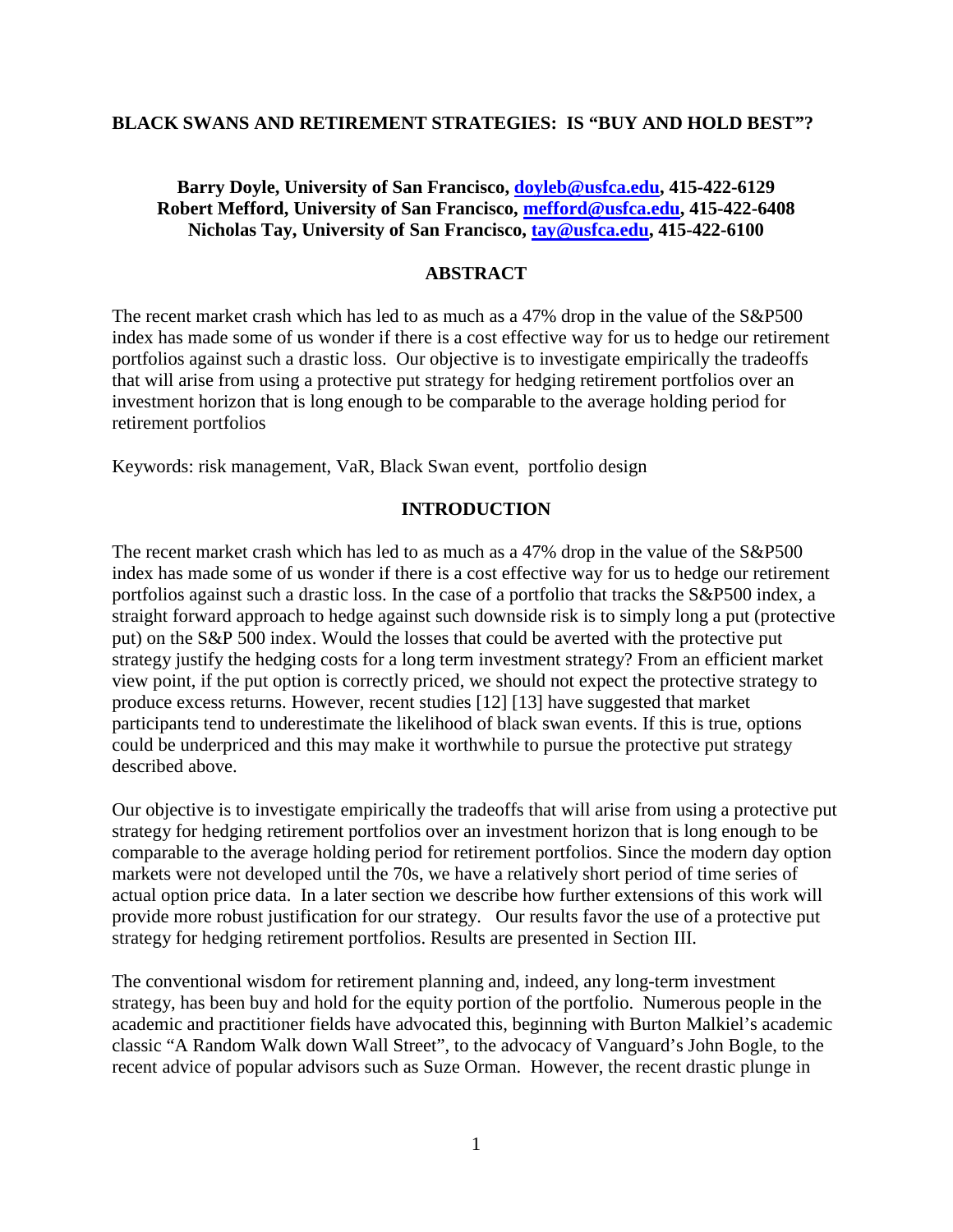## BLACK SWANS AND RETIREMENT STRATEGIES: IS "BUY AND HOLD BEST"?

**Barry Doyle, University of San Francisco, doyleb@usfca.edu, 415-422-6129**
**Robert Mefford, University of San Francisco, mefford@usfca.edu, 415-422-6408**
**Nicholas Tay, University of San Francisco, tay@usfca.edu, 415-422-6100**

## ABSTRACT

The recent market crash which has led to as much as a 47% drop in the value of the S&P500 index has made some of us wonder if there is a cost effective way for us to hedge our retirement portfolios against such a drastic loss. Our objective is to investigate empirically the tradeoffs that will arise from using a protective put strategy for hedging retirement portfolios over an investment horizon that is long enough to be comparable to the average holding period for retirement portfolios

Keywords: risk management, VaR, Black Swan event, portfolio design

## INTRODUCTION

The recent market crash which has led to as much as a 47% drop in the value of the S&P500 index has made some of us wonder if there is a cost effective way for us to hedge our retirement portfolios against such a drastic loss. In the case of a portfolio that tracks the S&P500 index, a straight forward approach to hedge against such downside risk is to simply long a put (protective put) on the S&P 500 index. Would the losses that could be averted with the protective put strategy justify the hedging costs for a long term investment strategy? From an efficient market view point, if the put option is correctly priced, we should not expect the protective strategy to produce excess returns. However, recent studies [12] [13] have suggested that market participants tend to underestimate the likelihood of black swan events. If this is true, options could be underpriced and this may make it worthwhile to pursue the protective put strategy described above.

Our objective is to investigate empirically the tradeoffs that will arise from using a protective put strategy for hedging retirement portfolios over an investment horizon that is long enough to be comparable to the average holding period for retirement portfolios. Since the modern day option markets were not developed until the 70s, we have a relatively short period of time series of actual option price data. In a later section we describe how further extensions of this work will provide more robust justification for our strategy. Our results favor the use of a protective put strategy for hedging retirement portfolios. Results are presented in Section III.

The conventional wisdom for retirement planning and, indeed, any long-term investment strategy, has been buy and hold for the equity portion of the portfolio. Numerous people in the academic and practitioner fields have advocated this, beginning with Burton Malkiel's academic classic "A Random Walk down Wall Street", to the advocacy of Vanguard's John Bogle, to the recent advice of popular advisors such as Suze Orman. However, the recent drastic plunge in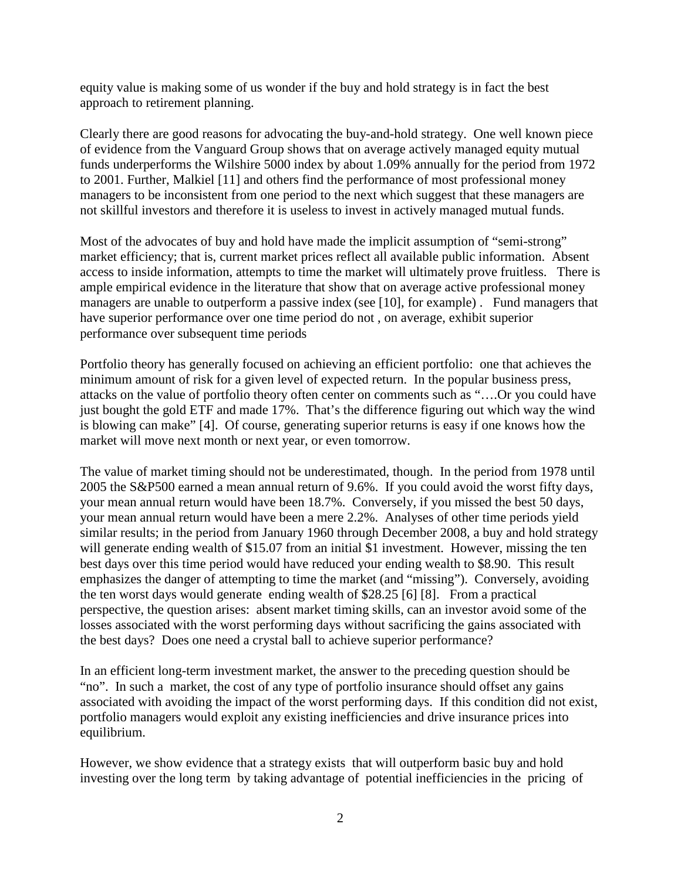equity value is making some of us wonder if the buy and hold strategy is in fact the best approach to retirement planning.

Clearly there are good reasons for advocating the buy-and-hold strategy. One well known piece of evidence from the Vanguard Group shows that on average actively managed equity mutual funds underperforms the Wilshire 5000 index by about 1.09% annually for the period from 1972 to 2001. Further, Malkiel [11] and others find the performance of most professional money managers to be inconsistent from one period to the next which suggest that these managers are not skillful investors and therefore it is useless to invest in actively managed mutual funds.

Most of the advocates of buy and hold have made the implicit assumption of "semi-strong" market efficiency; that is, current market prices reflect all available public information. Absent access to inside information, attempts to time the market will ultimately prove fruitless. There is ample empirical evidence in the literature that show that on average active professional money managers are unable to outperform a passive index (see [10], for example) . Fund managers that have superior performance over one time period do not , on average, exhibit superior performance over subsequent time periods

Portfolio theory has generally focused on achieving an efficient portfolio: one that achieves the minimum amount of risk for a given level of expected return. In the popular business press, attacks on the value of portfolio theory often center on comments such as "….Or you could have just bought the gold ETF and made 17%. That's the difference figuring out which way the wind is blowing can make" [4]. Of course, generating superior returns is easy if one knows how the market will move next month or next year, or even tomorrow.

The value of market timing should not be underestimated, though. In the period from 1978 until 2005 the S&P500 earned a mean annual return of 9.6%. If you could avoid the worst fifty days, your mean annual return would have been 18.7%. Conversely, if you missed the best 50 days, your mean annual return would have been a mere 2.2%. Analyses of other time periods yield similar results; in the period from January 1960 through December 2008, a buy and hold strategy will generate ending wealth of $15.07 from an initial $1 investment. However, missing the ten best days over this time period would have reduced your ending wealth to $8.90. This result emphasizes the danger of attempting to time the market (and "missing"). Conversely, avoiding the ten worst days would generate ending wealth of $28.25 [6] [8]. From a practical perspective, the question arises: absent market timing skills, can an investor avoid some of the losses associated with the worst performing days without sacrificing the gains associated with the best days? Does one need a crystal ball to achieve superior performance?

In an efficient long-term investment market, the answer to the preceding question should be "no". In such a market, the cost of any type of portfolio insurance should offset any gains associated with avoiding the impact of the worst performing days. If this condition did not exist, portfolio managers would exploit any existing inefficiencies and drive insurance prices into equilibrium.

However, we show evidence that a strategy exists that will outperform basic buy and hold investing over the long term by taking advantage of potential inefficiencies in the pricing of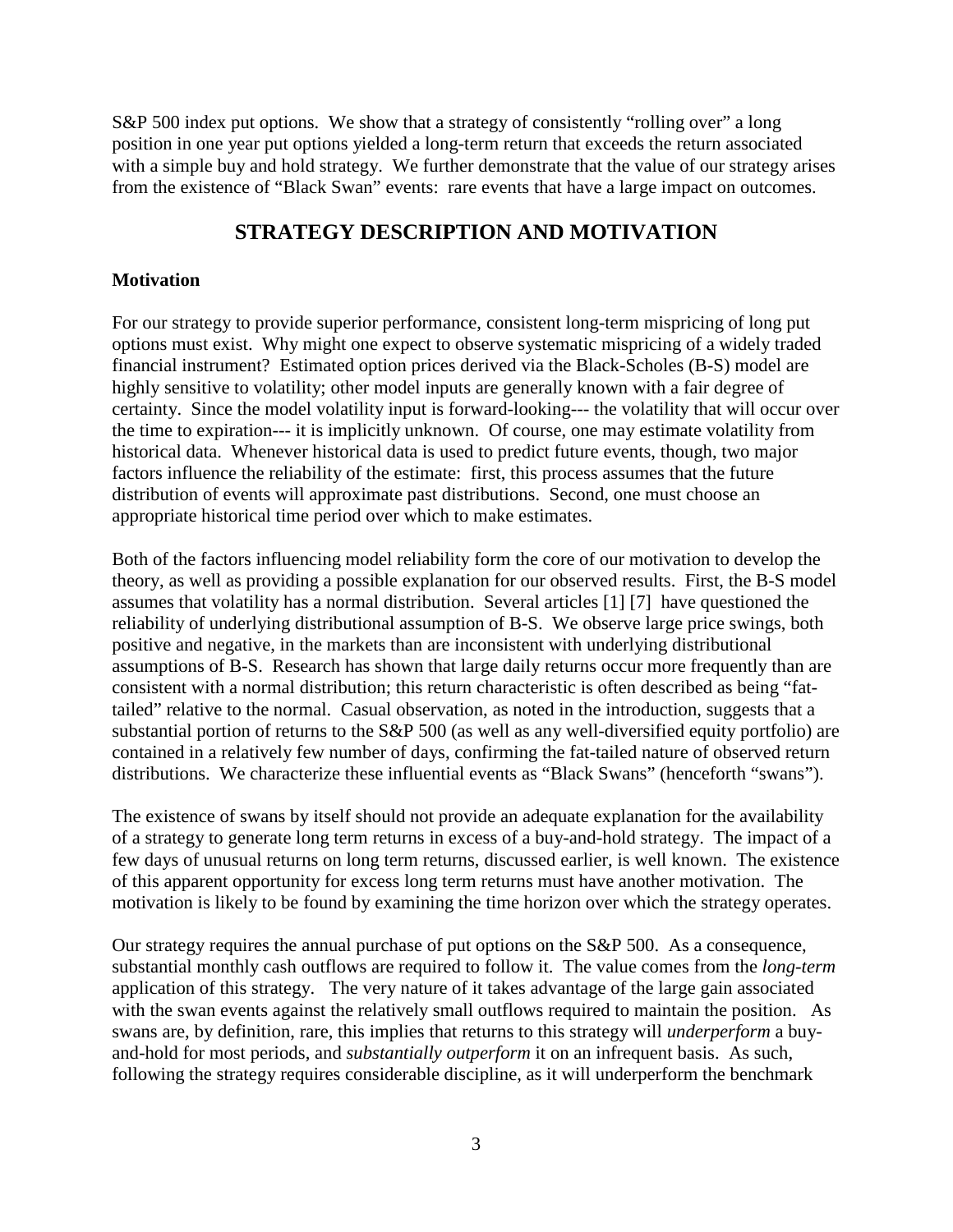S&P 500 index put options. We show that a strategy of consistently "rolling over" a long position in one year put options yielded a long-term return that exceeds the return associated with a simple buy and hold strategy. We further demonstrate that the value of our strategy arises from the existence of "Black Swan" events: rare events that have a large impact on outcomes.

## STRATEGY DESCRIPTION AND MOTIVATION

### Motivation

For our strategy to provide superior performance, consistent long-term mispricing of long put options must exist. Why might one expect to observe systematic mispricing of a widely traded financial instrument? Estimated option prices derived via the Black-Scholes (B-S) model are highly sensitive to volatility; other model inputs are generally known with a fair degree of certainty. Since the model volatility input is forward-looking--- the volatility that will occur over the time to expiration--- it is implicitly unknown. Of course, one may estimate volatility from historical data. Whenever historical data is used to predict future events, though, two major factors influence the reliability of the estimate: first, this process assumes that the future distribution of events will approximate past distributions. Second, one must choose an appropriate historical time period over which to make estimates.

Both of the factors influencing model reliability form the core of our motivation to develop the theory, as well as providing a possible explanation for our observed results. First, the B-S model assumes that volatility has a normal distribution. Several articles [1] [7] have questioned the reliability of underlying distributional assumption of B-S. We observe large price swings, both positive and negative, in the markets than are inconsistent with underlying distributional assumptions of B-S. Research has shown that large daily returns occur more frequently than are consistent with a normal distribution; this return characteristic is often described as being "fat-tailed" relative to the normal. Casual observation, as noted in the introduction, suggests that a substantial portion of returns to the S&P 500 (as well as any well-diversified equity portfolio) are contained in a relatively few number of days, confirming the fat-tailed nature of observed return distributions. We characterize these influential events as "Black Swans" (henceforth "swans").

The existence of swans by itself should not provide an adequate explanation for the availability of a strategy to generate long term returns in excess of a buy-and-hold strategy. The impact of a few days of unusual returns on long term returns, discussed earlier, is well known. The existence of this apparent opportunity for excess long term returns must have another motivation. The motivation is likely to be found by examining the time horizon over which the strategy operates.

Our strategy requires the annual purchase of put options on the S&P 500. As a consequence, substantial monthly cash outflows are required to follow it. The value comes from the *long-term* application of this strategy. The very nature of it takes advantage of the large gain associated with the swan events against the relatively small outflows required to maintain the position. As swans are, by definition, rare, this implies that returns to this strategy will *underperform* a buy-and-hold for most periods, and *substantially outperform* it on an infrequent basis. As such, following the strategy requires considerable discipline, as it will underperform the benchmark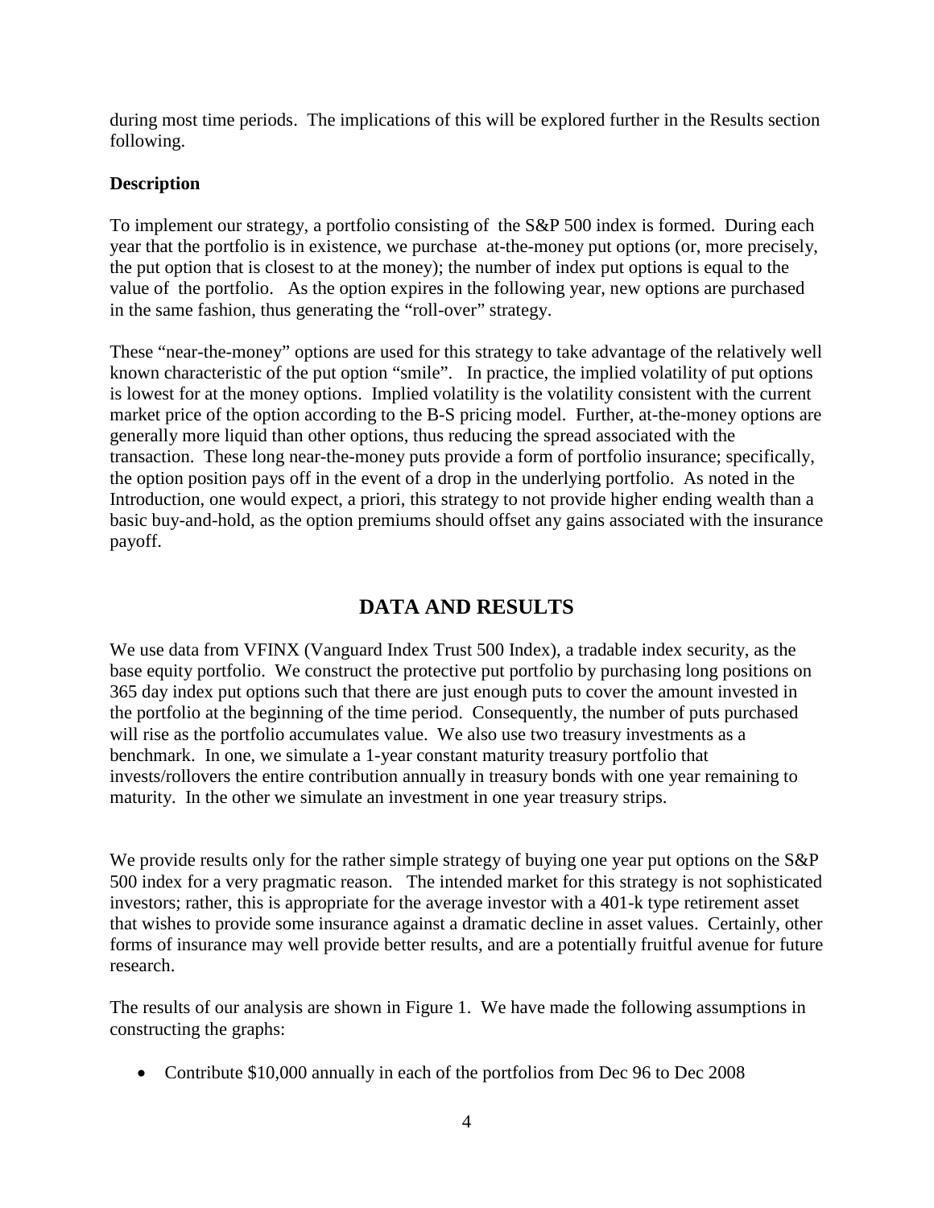during most time periods. The implications of this will be explored further in the Results section following.

**Description**

To implement our strategy, a portfolio consisting of the S&P 500 index is formed. During each year that the portfolio is in existence, we purchase at-the-money put options (or, more precisely, the put option that is closest to at the money); the number of index put options is equal to the value of the portfolio. As the option expires in the following year, new options are purchased in the same fashion, thus generating the "roll-over" strategy.

These "near-the-money" options are used for this strategy to take advantage of the relatively well known characteristic of the put option "smile". In practice, the implied volatility of put options is lowest for at the money options. Implied volatility is the volatility consistent with the current market price of the option according to the B-S pricing model. Further, at-the-money options are generally more liquid than other options, thus reducing the spread associated with the transaction. These long near-the-money puts provide a form of portfolio insurance; specifically, the option position pays off in the event of a drop in the underlying portfolio. As noted in the Introduction, one would expect, a priori, this strategy to not provide higher ending wealth than a basic buy-and-hold, as the option premiums should offset any gains associated with the insurance payoff.

## DATA AND RESULTS

We use data from VFINX (Vanguard Index Trust 500 Index), a tradable index security, as the base equity portfolio. We construct the protective put portfolio by purchasing long positions on 365 day index put options such that there are just enough puts to cover the amount invested in the portfolio at the beginning of the time period. Consequently, the number of puts purchased will rise as the portfolio accumulates value. We also use two treasury investments as a benchmark. In one, we simulate a 1-year constant maturity treasury portfolio that invests/rollovers the entire contribution annually in treasury bonds with one year remaining to maturity. In the other we simulate an investment in one year treasury strips.

We provide results only for the rather simple strategy of buying one year put options on the S&P 500 index for a very pragmatic reason. The intended market for this strategy is not sophisticated investors; rather, this is appropriate for the average investor with a 401-k type retirement asset that wishes to provide some insurance against a dramatic decline in asset values. Certainly, other forms of insurance may well provide better results, and are a potentially fruitful avenue for future research.

The results of our analysis are shown in Figure 1. We have made the following assumptions in constructing the graphs:

- Contribute $10,000 annually in each of the portfolios from Dec 96 to Dec 2008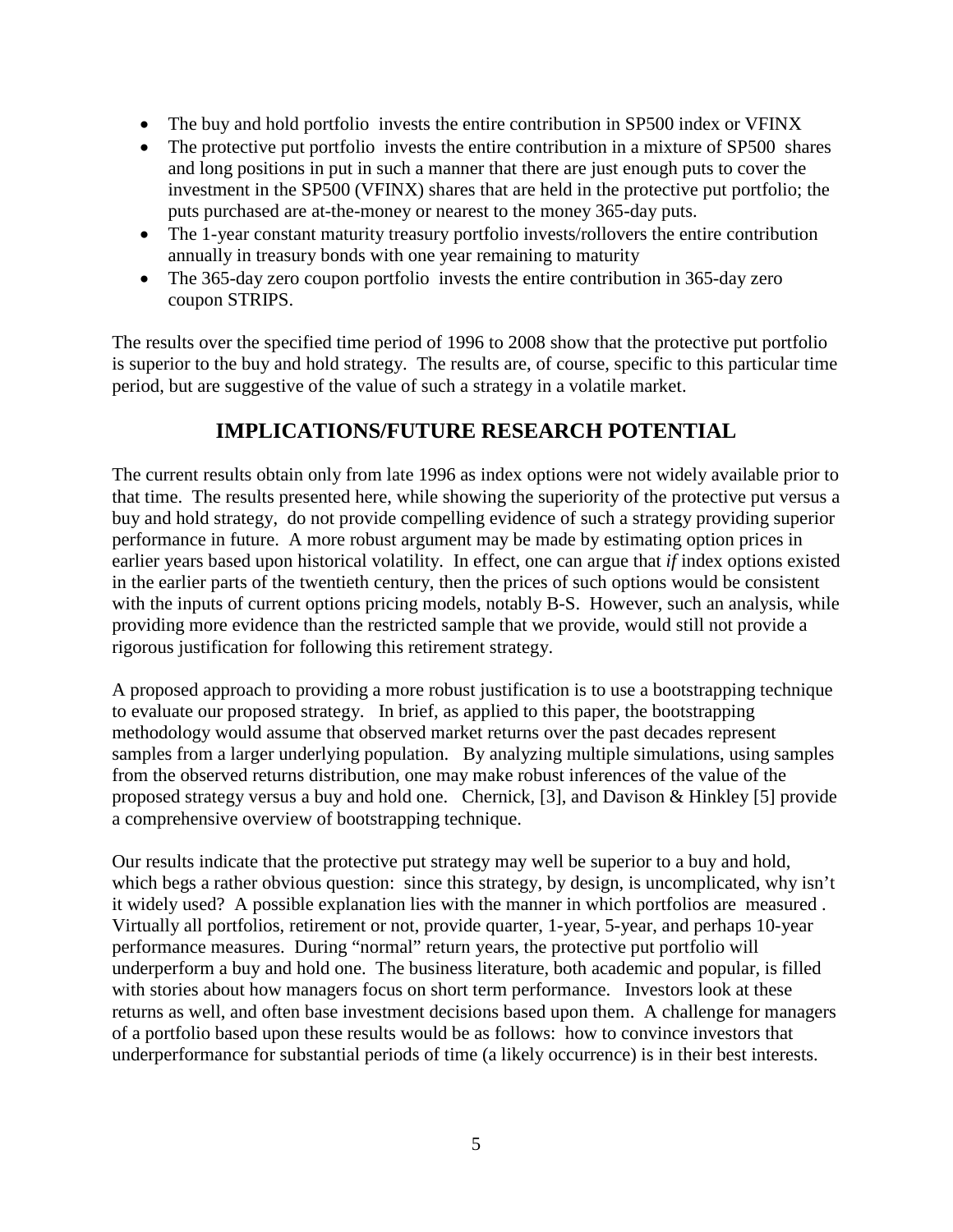- The buy and hold portfolio invests the entire contribution in SP500 index or VFINX
- The protective put portfolio invests the entire contribution in a mixture of SP500 shares and long positions in put in such a manner that there are just enough puts to cover the investment in the SP500 (VFINX) shares that are held in the protective put portfolio; the puts purchased are at-the-money or nearest to the money 365-day puts.
- The 1-year constant maturity treasury portfolio invests/rollovers the entire contribution annually in treasury bonds with one year remaining to maturity
- The 365-day zero coupon portfolio invests the entire contribution in 365-day zero coupon STRIPS.

The results over the specified time period of 1996 to 2008 show that the protective put portfolio is superior to the buy and hold strategy. The results are, of course, specific to this particular time period, but are suggestive of the value of such a strategy in a volatile market.

## IMPLICATIONS/FUTURE RESEARCH POTENTIAL

The current results obtain only from late 1996 as index options were not widely available prior to that time. The results presented here, while showing the superiority of the protective put versus a buy and hold strategy, do not provide compelling evidence of such a strategy providing superior performance in future. A more robust argument may be made by estimating option prices in earlier years based upon historical volatility. In effect, one can argue that *if* index options existed in the earlier parts of the twentieth century, then the prices of such options would be consistent with the inputs of current options pricing models, notably B-S. However, such an analysis, while providing more evidence than the restricted sample that we provide, would still not provide a rigorous justification for following this retirement strategy.

A proposed approach to providing a more robust justification is to use a bootstrapping technique to evaluate our proposed strategy. In brief, as applied to this paper, the bootstrapping methodology would assume that observed market returns over the past decades represent samples from a larger underlying population. By analyzing multiple simulations, using samples from the observed returns distribution, one may make robust inferences of the value of the proposed strategy versus a buy and hold one. Chernick, [3], and Davison & Hinkley [5] provide a comprehensive overview of bootstrapping technique.

Our results indicate that the protective put strategy may well be superior to a buy and hold, which begs a rather obvious question: since this strategy, by design, is uncomplicated, why isn't it widely used? A possible explanation lies with the manner in which portfolios are measured . Virtually all portfolios, retirement or not, provide quarter, 1-year, 5-year, and perhaps 10-year performance measures. During "normal" return years, the protective put portfolio will underperform a buy and hold one. The business literature, both academic and popular, is filled with stories about how managers focus on short term performance. Investors look at these returns as well, and often base investment decisions based upon them. A challenge for managers of a portfolio based upon these results would be as follows: how to convince investors that underperformance for substantial periods of time (a likely occurrence) is in their best interests.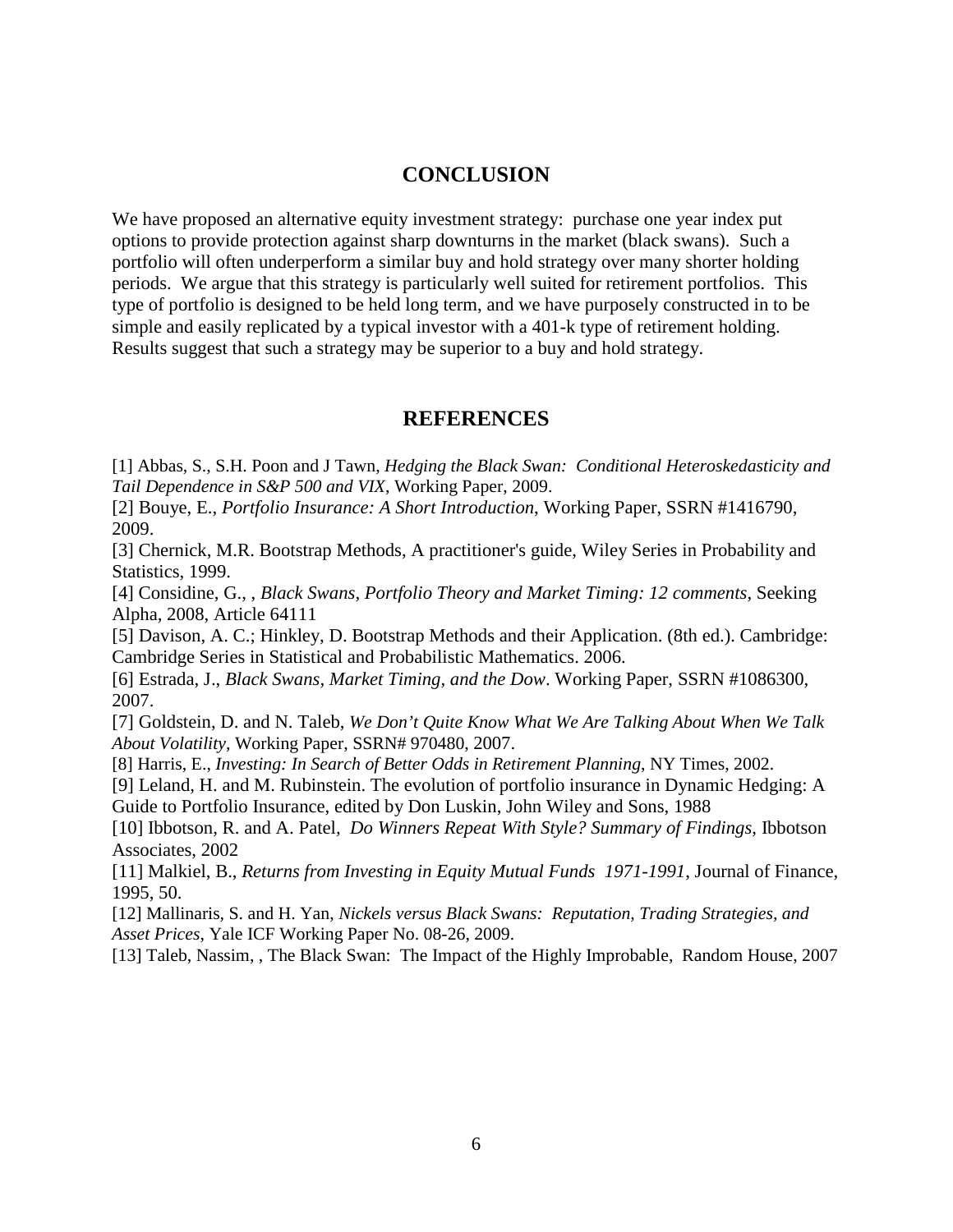## CONCLUSION

We have proposed an alternative equity investment strategy: purchase one year index put options to provide protection against sharp downturns in the market (black swans). Such a portfolio will often underperform a similar buy and hold strategy over many shorter holding periods. We argue that this strategy is particularly well suited for retirement portfolios. This type of portfolio is designed to be held long term, and we have purposely constructed in to be simple and easily replicated by a typical investor with a 401-k type of retirement holding. Results suggest that such a strategy may be superior to a buy and hold strategy.

## REFERENCES

[1] Abbas, S., S.H. Poon and J Tawn, *Hedging the Black Swan: Conditional Heteroskedasticity and Tail Dependence in S&P 500 and VIX*, Working Paper, 2009.

[2] Bouye, E., *Portfolio Insurance: A Short Introduction*, Working Paper, SSRN #1416790, 2009.

[3] Chernick, M.R. Bootstrap Methods, A practitioner's guide, Wiley Series in Probability and Statistics, 1999.

[4] Considine, G., , *Black Swans, Portfolio Theory and Market Timing: 12 comments*, Seeking Alpha, 2008, Article 64111

[5] Davison, A. C.; Hinkley, D. Bootstrap Methods and their Application. (8th ed.). Cambridge: Cambridge Series in Statistical and Probabilistic Mathematics. 2006.

[6] Estrada, J., *Black Swans, Market Timing, and the Dow*. Working Paper, SSRN #1086300, 2007.

[7] Goldstein, D. and N. Taleb, *We Don't Quite Know What We Are Talking About When We Talk About Volatility*, Working Paper, SSRN# 970480, 2007.

[8] Harris, E., *Investing: In Search of Better Odds in Retirement Planning*, NY Times, 2002.

[9] Leland, H. and M. Rubinstein. The evolution of portfolio insurance in Dynamic Hedging: A Guide to Portfolio Insurance, edited by Don Luskin, John Wiley and Sons, 1988

[10] Ibbotson, R. and A. Patel, *Do Winners Repeat With Style? Summary of Findings*, Ibbotson Associates, 2002

[11] Malkiel, B., *Returns from Investing in Equity Mutual Funds 1971-1991*, Journal of Finance, 1995, 50.

[12] Mallinaris, S. and H. Yan, *Nickels versus Black Swans: Reputation, Trading Strategies, and Asset Prices*, Yale ICF Working Paper No. 08-26, 2009.

[13] Taleb, Nassim, , The Black Swan: The Impact of the Highly Improbable, Random House, 2007